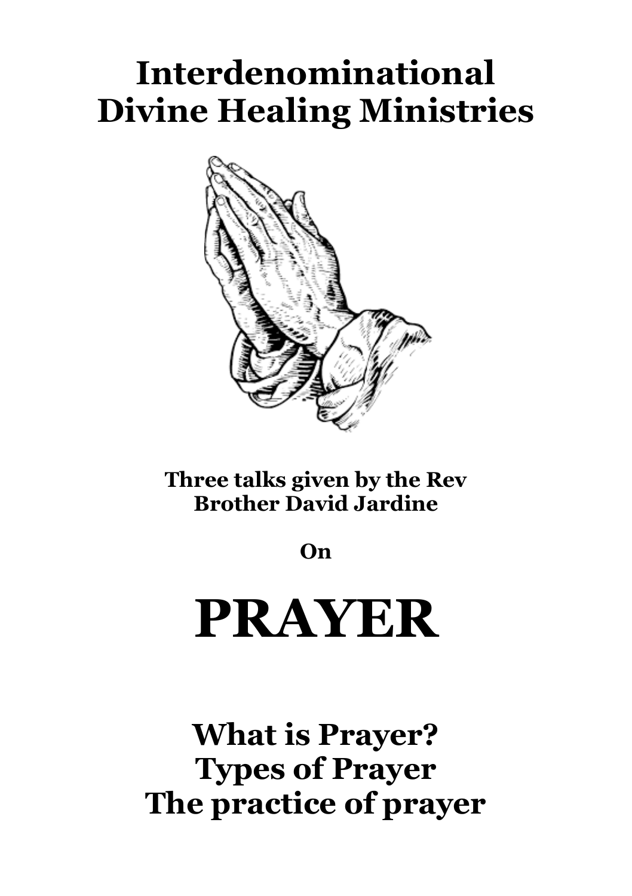# Interdenominational Divine Healing Ministries

**Three talks given by the Rev Brother David Jardine**

**On**

# PRAYER

## What is Prayer?
## Types of Prayer
## The practice of prayer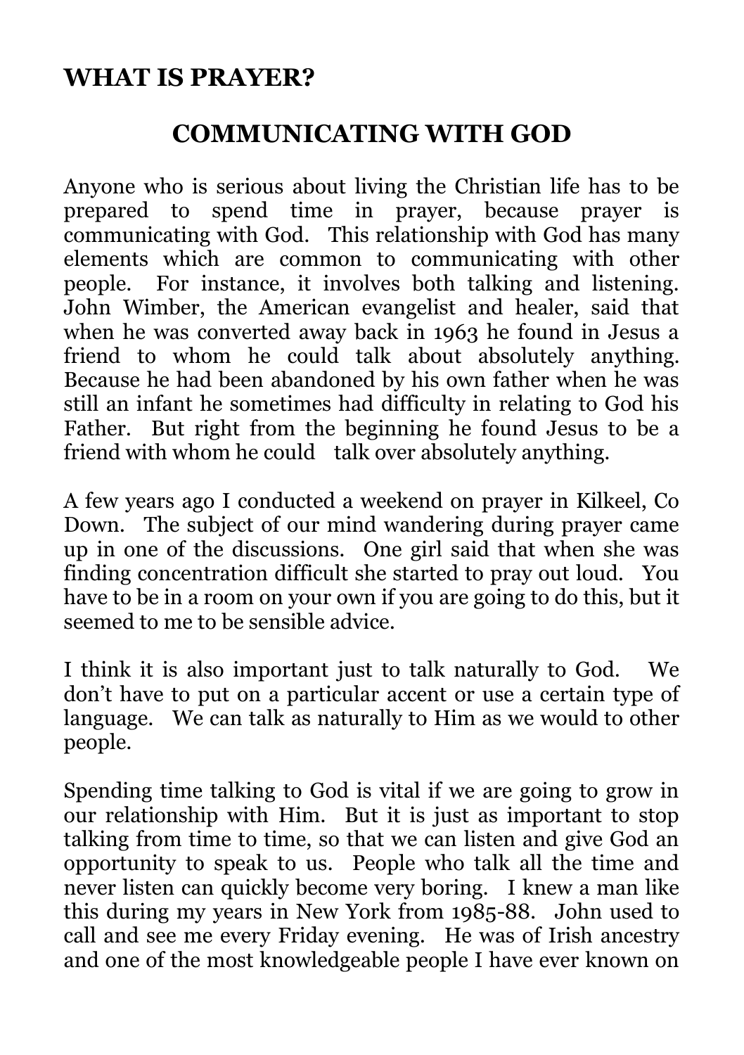## WHAT IS PRAYER?

### COMMUNICATING WITH GOD

Anyone who is serious about living the Christian life has to be prepared to spend time in prayer, because prayer is communicating with God. This relationship with God has many elements which are common to communicating with other people. For instance, it involves both talking and listening. John Wimber, the American evangelist and healer, said that when he was converted away back in 1963 he found in Jesus a friend to whom he could talk about absolutely anything. Because he had been abandoned by his own father when he was still an infant he sometimes had difficulty in relating to God his Father. But right from the beginning he found Jesus to be a friend with whom he could talk over absolutely anything.

A few years ago I conducted a weekend on prayer in Kilkeel, Co Down. The subject of our mind wandering during prayer came up in one of the discussions. One girl said that when she was finding concentration difficult she started to pray out loud. You have to be in a room on your own if you are going to do this, but it seemed to me to be sensible advice.

I think it is also important just to talk naturally to God. We don't have to put on a particular accent or use a certain type of language. We can talk as naturally to Him as we would to other people.

Spending time talking to God is vital if we are going to grow in our relationship with Him. But it is just as important to stop talking from time to time, so that we can listen and give God an opportunity to speak to us. People who talk all the time and never listen can quickly become very boring. I knew a man like this during my years in New York from 1985-88. John used to call and see me every Friday evening. He was of Irish ancestry and one of the most knowledgeable people I have ever known on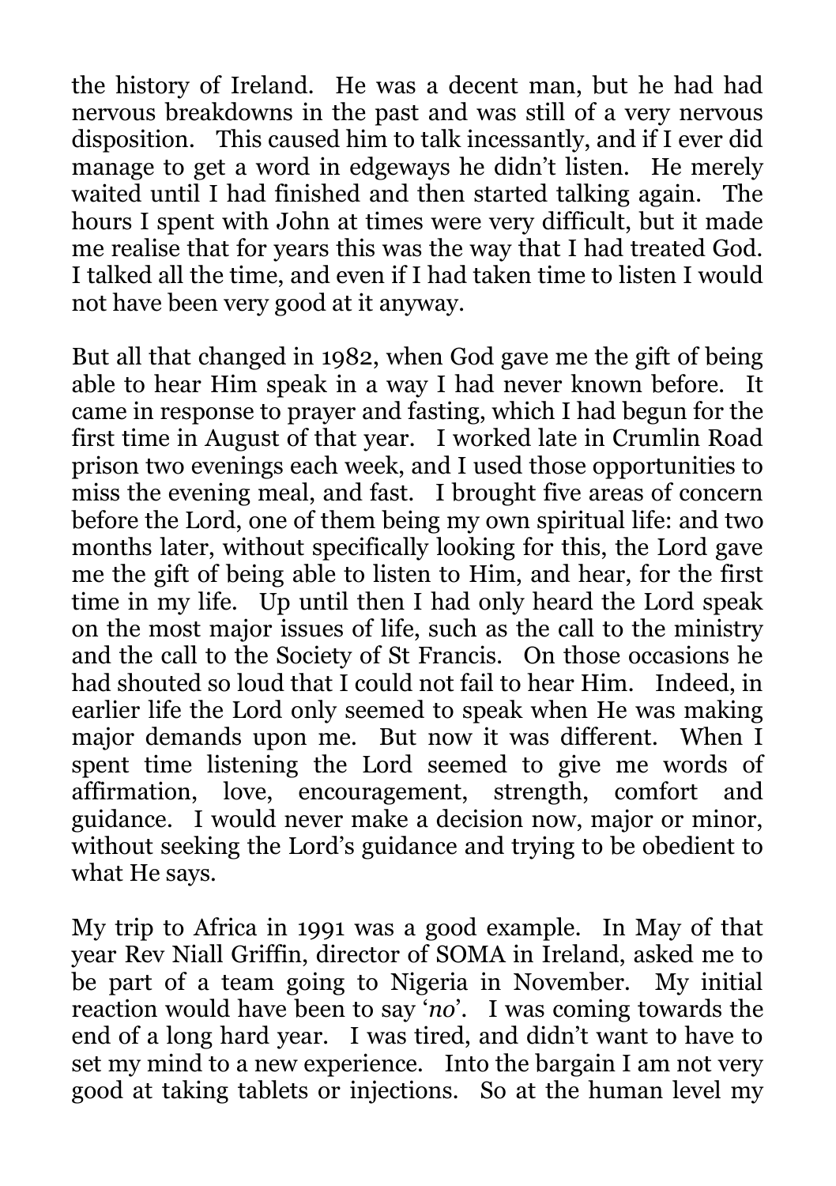the history of Ireland. He was a decent man, but he had had nervous breakdowns in the past and was still of a very nervous disposition. This caused him to talk incessantly, and if I ever did manage to get a word in edgeways he didn't listen. He merely waited until I had finished and then started talking again. The hours I spent with John at times were very difficult, but it made me realise that for years this was the way that I had treated God. I talked all the time, and even if I had taken time to listen I would not have been very good at it anyway.

But all that changed in 1982, when God gave me the gift of being able to hear Him speak in a way I had never known before. It came in response to prayer and fasting, which I had begun for the first time in August of that year. I worked late in Crumlin Road prison two evenings each week, and I used those opportunities to miss the evening meal, and fast. I brought five areas of concern before the Lord, one of them being my own spiritual life: and two months later, without specifically looking for this, the Lord gave me the gift of being able to listen to Him, and hear, for the first time in my life. Up until then I had only heard the Lord speak on the most major issues of life, such as the call to the ministry and the call to the Society of St Francis. On those occasions he had shouted so loud that I could not fail to hear Him. Indeed, in earlier life the Lord only seemed to speak when He was making major demands upon me. But now it was different. When I spent time listening the Lord seemed to give me words of affirmation, love, encouragement, strength, comfort and guidance. I would never make a decision now, major or minor, without seeking the Lord's guidance and trying to be obedient to what He says.

My trip to Africa in 1991 was a good example. In May of that year Rev Niall Griffin, director of SOMA in Ireland, asked me to be part of a team going to Nigeria in November. My initial reaction would have been to say '*no*'. I was coming towards the end of a long hard year. I was tired, and didn't want to have to set my mind to a new experience. Into the bargain I am not very good at taking tablets or injections. So at the human level my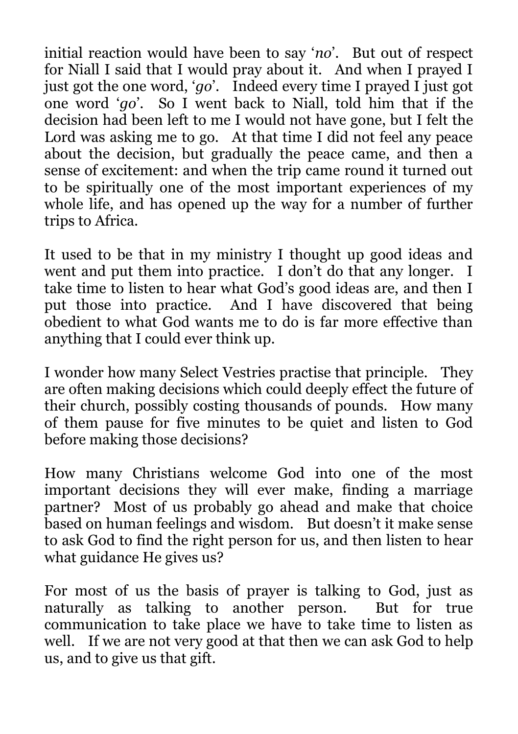initial reaction would have been to say '*no*'. But out of respect for Niall I said that I would pray about it. And when I prayed I just got the one word, '*go*'. Indeed every time I prayed I just got one word '*go*'. So I went back to Niall, told him that if the decision had been left to me I would not have gone, but I felt the Lord was asking me to go. At that time I did not feel any peace about the decision, but gradually the peace came, and then a sense of excitement: and when the trip came round it turned out to be spiritually one of the most important experiences of my whole life, and has opened up the way for a number of further trips to Africa.

It used to be that in my ministry I thought up good ideas and went and put them into practice. I don't do that any longer. I take time to listen to hear what God's good ideas are, and then I put those into practice. And I have discovered that being obedient to what God wants me to do is far more effective than anything that I could ever think up.

I wonder how many Select Vestries practise that principle. They are often making decisions which could deeply effect the future of their church, possibly costing thousands of pounds. How many of them pause for five minutes to be quiet and listen to God before making those decisions?

How many Christians welcome God into one of the most important decisions they will ever make, finding a marriage partner? Most of us probably go ahead and make that choice based on human feelings and wisdom. But doesn't it make sense to ask God to find the right person for us, and then listen to hear what guidance He gives us?

For most of us the basis of prayer is talking to God, just as naturally as talking to another person. But for true communication to take place we have to take time to listen as well. If we are not very good at that then we can ask God to help us, and to give us that gift.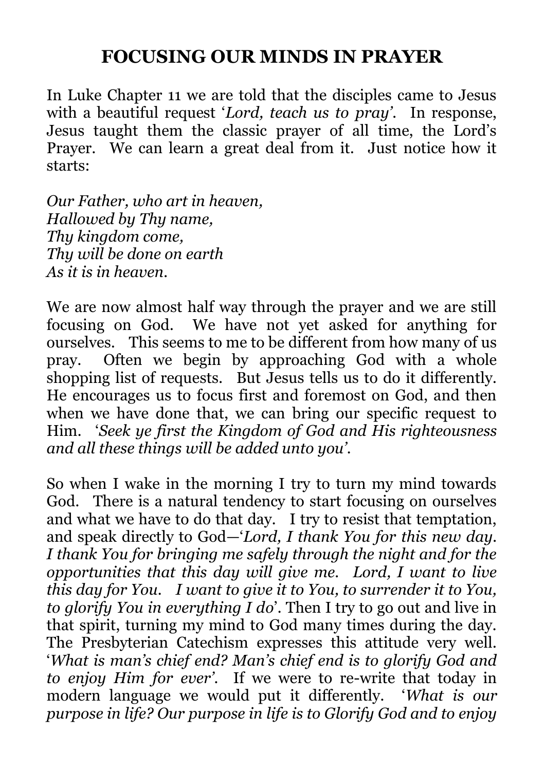# FOCUSING OUR MINDS IN PRAYER

In Luke Chapter 11 we are told that the disciples came to Jesus with a beautiful request '*Lord, teach us to pray'*. In response, Jesus taught them the classic prayer of all time, the Lord's Prayer. We can learn a great deal from it. Just notice how it starts:

*Our Father, who art in heaven,*
*Hallowed by Thy name,*
*Thy kingdom come,*
*Thy will be done on earth*
*As it is in heaven.*

We are now almost half way through the prayer and we are still focusing on God. We have not yet asked for anything for ourselves. This seems to me to be different from how many of us pray. Often we begin by approaching God with a whole shopping list of requests. But Jesus tells us to do it differently. He encourages us to focus first and foremost on God, and then when we have done that, we can bring our specific request to Him. '*Seek ye first the Kingdom of God and His righteousness and all these things will be added unto you'*.

So when I wake in the morning I try to turn my mind towards God. There is a natural tendency to start focusing on ourselves and what we have to do that day. I try to resist that temptation, and speak directly to God—'*Lord, I thank You for this new day. I thank You for bringing me safely through the night and for the opportunities that this day will give me. Lord, I want to live this day for You. I want to give it to You, to surrender it to You, to glorify You in everything I do*'. Then I try to go out and live in that spirit, turning my mind to God many times during the day. The Presbyterian Catechism expresses this attitude very well. '*What is man's chief end? Man's chief end is to glorify God and to enjoy Him for ever'*. If we were to re-write that today in modern language we would put it differently. '*What is our purpose in life? Our purpose in life is to Glorify God and to enjoy*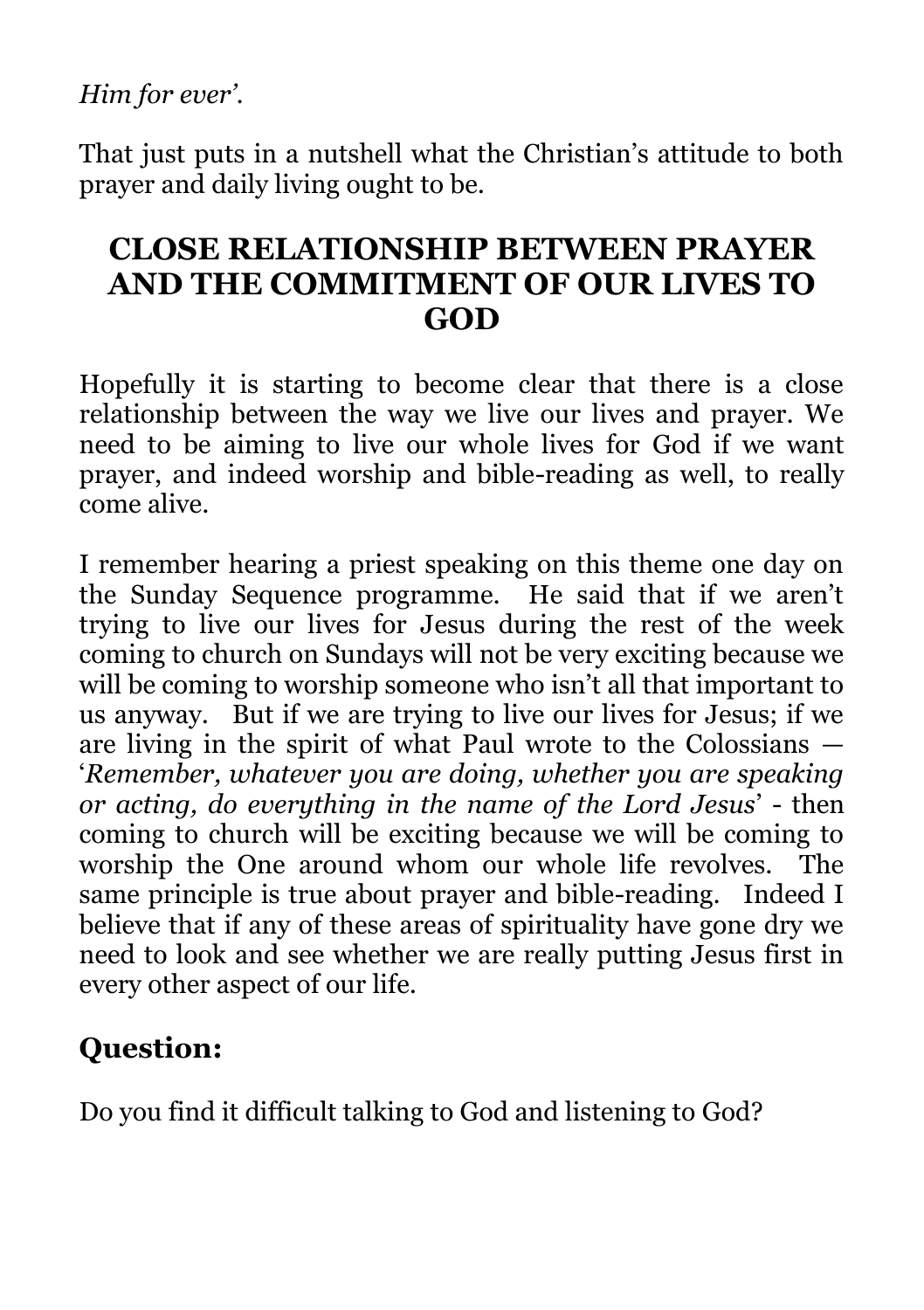*Him for ever'.*

That just puts in a nutshell what the Christian's attitude to both prayer and daily living ought to be.

## CLOSE RELATIONSHIP BETWEEN PRAYER AND THE COMMITMENT OF OUR LIVES TO GOD

Hopefully it is starting to become clear that there is a close relationship between the way we live our lives and prayer. We need to be aiming to live our whole lives for God if we want prayer, and indeed worship and bible-reading as well, to really come alive.

I remember hearing a priest speaking on this theme one day on the Sunday Sequence programme. He said that if we aren't trying to live our lives for Jesus during the rest of the week coming to church on Sundays will not be very exciting because we will be coming to worship someone who isn't all that important to us anyway. But if we are trying to live our lives for Jesus; if we are living in the spirit of what Paul wrote to the Colossians — '*Remember, whatever you are doing, whether you are speaking or acting, do everything in the name of the Lord Jesus*' - then coming to church will be exciting because we will be coming to worship the One around whom our whole life revolves. The same principle is true about prayer and bible-reading. Indeed I believe that if any of these areas of spirituality have gone dry we need to look and see whether we are really putting Jesus first in every other aspect of our life.

### Question:

Do you find it difficult talking to God and listening to God?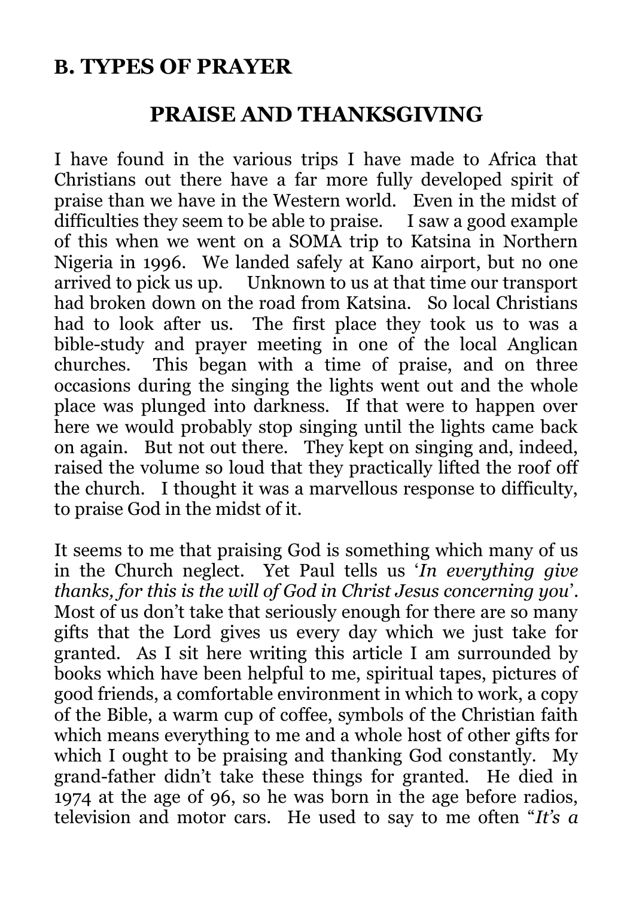## B. TYPES OF PRAYER

### PRAISE AND THANKSGIVING

I have found in the various trips I have made to Africa that Christians out there have a far more fully developed spirit of praise than we have in the Western world. Even in the midst of difficulties they seem to be able to praise. I saw a good example of this when we went on a SOMA trip to Katsina in Northern Nigeria in 1996. We landed safely at Kano airport, but no one arrived to pick us up. Unknown to us at that time our transport had broken down on the road from Katsina. So local Christians had to look after us. The first place they took us to was a bible-study and prayer meeting in one of the local Anglican churches. This began with a time of praise, and on three occasions during the singing the lights went out and the whole place was plunged into darkness. If that were to happen over here we would probably stop singing until the lights came back on again. But not out there. They kept on singing and, indeed, raised the volume so loud that they practically lifted the roof off the church. I thought it was a marvellous response to difficulty, to praise God in the midst of it.

It seems to me that praising God is something which many of us in the Church neglect. Yet Paul tells us '*In everything give thanks, for this is the will of God in Christ Jesus concerning you*'. Most of us don't take that seriously enough for there are so many gifts that the Lord gives us every day which we just take for granted. As I sit here writing this article I am surrounded by books which have been helpful to me, spiritual tapes, pictures of good friends, a comfortable environment in which to work, a copy of the Bible, a warm cup of coffee, symbols of the Christian faith which means everything to me and a whole host of other gifts for which I ought to be praising and thanking God constantly. My grand-father didn't take these things for granted. He died in 1974 at the age of 96, so he was born in the age before radios, television and motor cars. He used to say to me often "*It's a*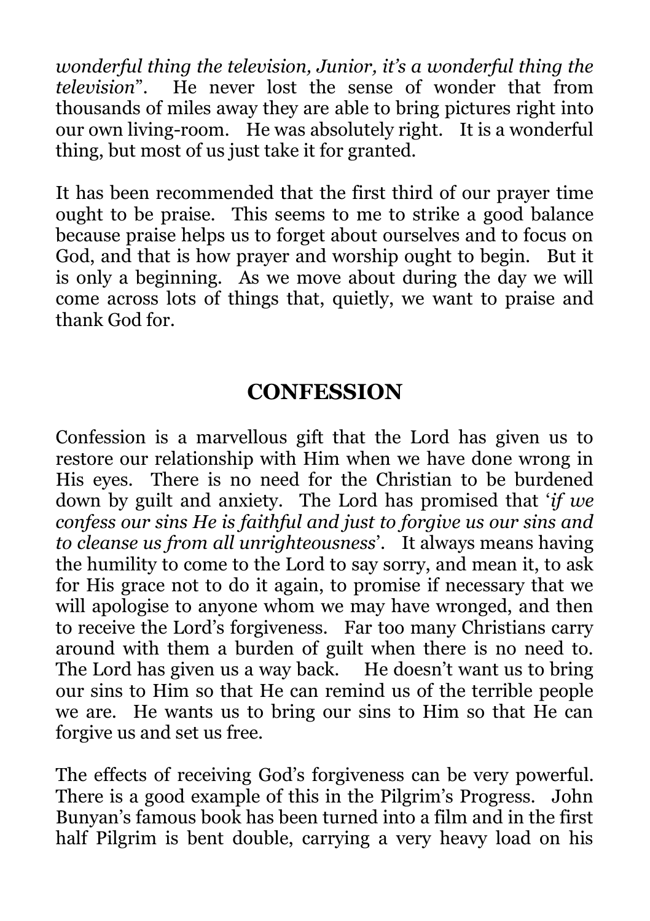*wonderful thing the television, Junior, it's a wonderful thing the television*". He never lost the sense of wonder that from thousands of miles away they are able to bring pictures right into our own living-room. He was absolutely right. It is a wonderful thing, but most of us just take it for granted.

It has been recommended that the first third of our prayer time ought to be praise. This seems to me to strike a good balance because praise helps us to forget about ourselves and to focus on God, and that is how prayer and worship ought to begin. But it is only a beginning. As we move about during the day we will come across lots of things that, quietly, we want to praise and thank God for.

## CONFESSION

Confession is a marvellous gift that the Lord has given us to restore our relationship with Him when we have done wrong in His eyes. There is no need for the Christian to be burdened down by guilt and anxiety. The Lord has promised that '*if we confess our sins He is faithful and just to forgive us our sins and to cleanse us from all unrighteousness*'. It always means having the humility to come to the Lord to say sorry, and mean it, to ask for His grace not to do it again, to promise if necessary that we will apologise to anyone whom we may have wronged, and then to receive the Lord's forgiveness. Far too many Christians carry around with them a burden of guilt when there is no need to. The Lord has given us a way back. He doesn't want us to bring our sins to Him so that He can remind us of the terrible people we are. He wants us to bring our sins to Him so that He can forgive us and set us free.

The effects of receiving God's forgiveness can be very powerful. There is a good example of this in the Pilgrim's Progress. John Bunyan's famous book has been turned into a film and in the first half Pilgrim is bent double, carrying a very heavy load on his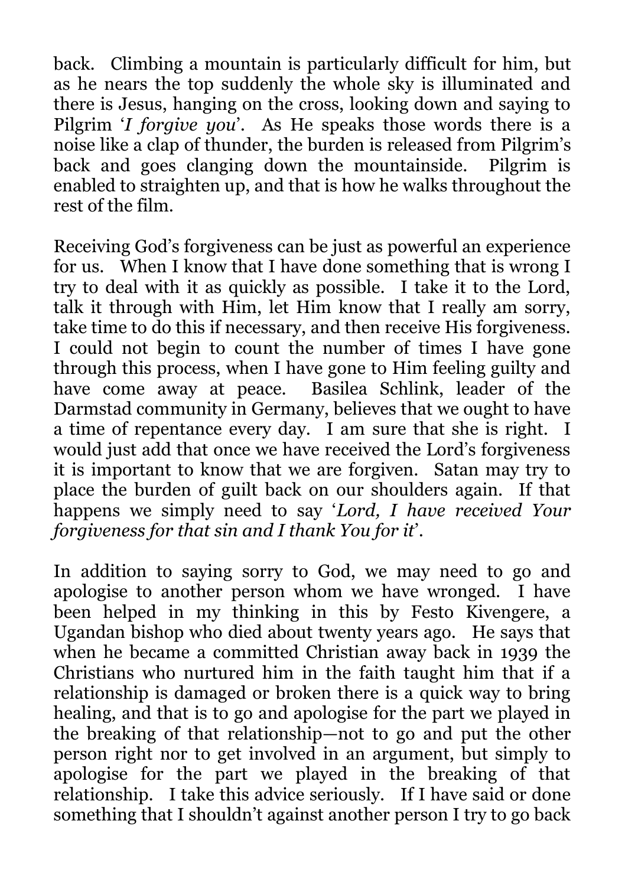back. Climbing a mountain is particularly difficult for him, but as he nears the top suddenly the whole sky is illuminated and there is Jesus, hanging on the cross, looking down and saying to Pilgrim '*I forgive you*'. As He speaks those words there is a noise like a clap of thunder, the burden is released from Pilgrim's back and goes clanging down the mountainside. Pilgrim is enabled to straighten up, and that is how he walks throughout the rest of the film.

Receiving God's forgiveness can be just as powerful an experience for us. When I know that I have done something that is wrong I try to deal with it as quickly as possible. I take it to the Lord, talk it through with Him, let Him know that I really am sorry, take time to do this if necessary, and then receive His forgiveness. I could not begin to count the number of times I have gone through this process, when I have gone to Him feeling guilty and have come away at peace. Basilea Schlink, leader of the Darmstad community in Germany, believes that we ought to have a time of repentance every day. I am sure that she is right. I would just add that once we have received the Lord's forgiveness it is important to know that we are forgiven. Satan may try to place the burden of guilt back on our shoulders again. If that happens we simply need to say '*Lord, I have received Your forgiveness for that sin and I thank You for it*'.

In addition to saying sorry to God, we may need to go and apologise to another person whom we have wronged. I have been helped in my thinking in this by Festo Kivengere, a Ugandan bishop who died about twenty years ago. He says that when he became a committed Christian away back in 1939 the Christians who nurtured him in the faith taught him that if a relationship is damaged or broken there is a quick way to bring healing, and that is to go and apologise for the part we played in the breaking of that relationship—not to go and put the other person right nor to get involved in an argument, but simply to apologise for the part we played in the breaking of that relationship. I take this advice seriously. If I have said or done something that I shouldn't against another person I try to go back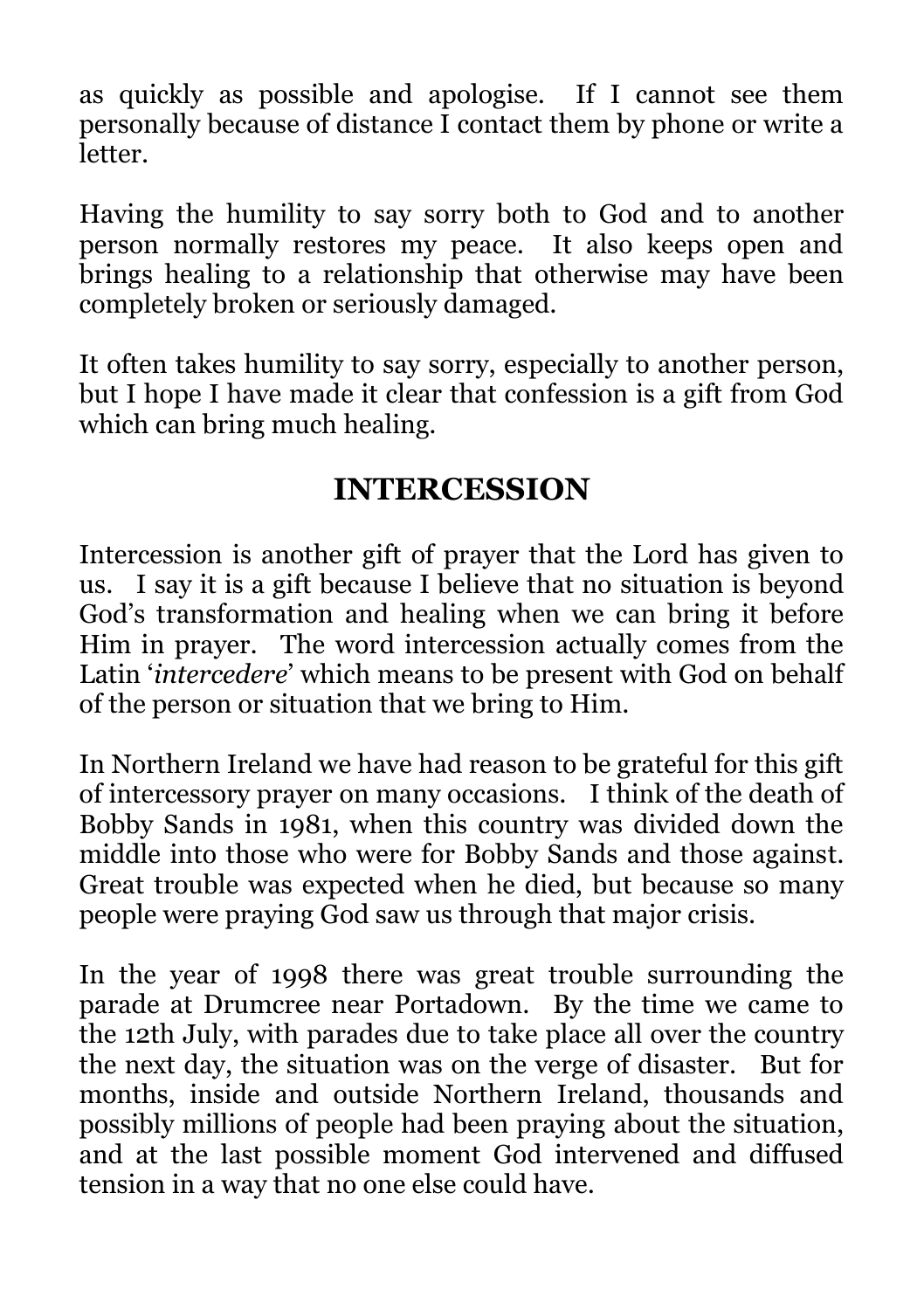as quickly as possible and apologise. If I cannot see them personally because of distance I contact them by phone or write a letter.

Having the humility to say sorry both to God and to another person normally restores my peace. It also keeps open and brings healing to a relationship that otherwise may have been completely broken or seriously damaged.

It often takes humility to say sorry, especially to another person, but I hope I have made it clear that confession is a gift from God which can bring much healing.

## INTERCESSION

Intercession is another gift of prayer that the Lord has given to us. I say it is a gift because I believe that no situation is beyond God's transformation and healing when we can bring it before Him in prayer. The word intercession actually comes from the Latin '*intercedere*' which means to be present with God on behalf of the person or situation that we bring to Him.

In Northern Ireland we have had reason to be grateful for this gift of intercessory prayer on many occasions. I think of the death of Bobby Sands in 1981, when this country was divided down the middle into those who were for Bobby Sands and those against. Great trouble was expected when he died, but because so many people were praying God saw us through that major crisis.

In the year of 1998 there was great trouble surrounding the parade at Drumcree near Portadown. By the time we came to the 12th July, with parades due to take place all over the country the next day, the situation was on the verge of disaster. But for months, inside and outside Northern Ireland, thousands and possibly millions of people had been praying about the situation, and at the last possible moment God intervened and diffused tension in a way that no one else could have.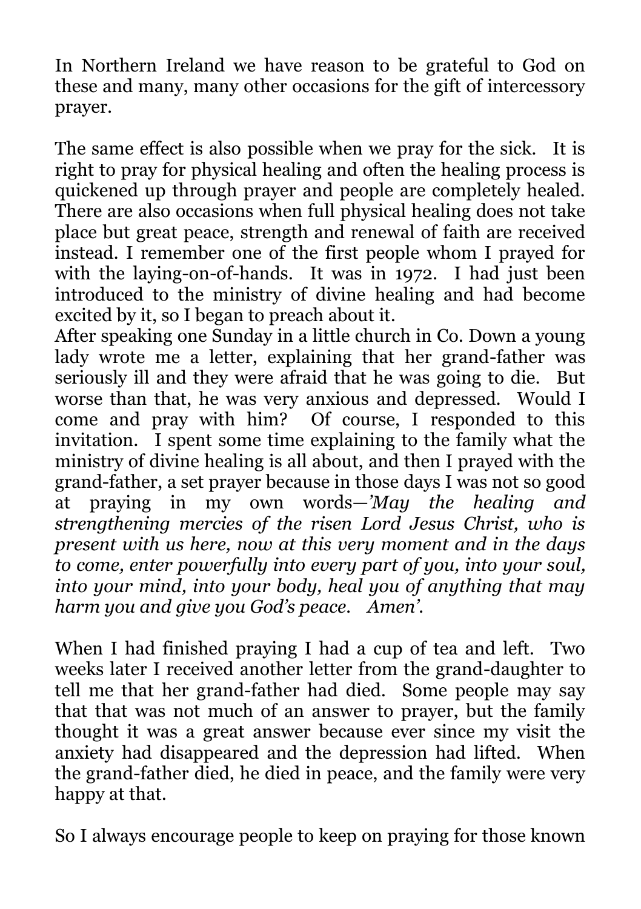In Northern Ireland we have reason to be grateful to God on these and many, many other occasions for the gift of intercessory prayer.

The same effect is also possible when we pray for the sick. It is right to pray for physical healing and often the healing process is quickened up through prayer and people are completely healed. There are also occasions when full physical healing does not take place but great peace, strength and renewal of faith are received instead. I remember one of the first people whom I prayed for with the laying-on-of-hands. It was in 1972. I had just been introduced to the ministry of divine healing and had become excited by it, so I began to preach about it.
After speaking one Sunday in a little church in Co. Down a young lady wrote me a letter, explaining that her grand-father was seriously ill and they were afraid that he was going to die. But worse than that, he was very anxious and depressed. Would I come and pray with him? Of course, I responded to this invitation. I spent some time explaining to the family what the ministry of divine healing is all about, and then I prayed with the grand-father, a set prayer because in those days I was not so good at praying in my own words—*'May the healing and strengthening mercies of the risen Lord Jesus Christ, who is present with us here, now at this very moment and in the days to come, enter powerfully into every part of you, into your soul, into your mind, into your body, heal you of anything that may harm you and give you God's peace. Amen'.*

When I had finished praying I had a cup of tea and left. Two weeks later I received another letter from the grand-daughter to tell me that her grand-father had died. Some people may say that that was not much of an answer to prayer, but the family thought it was a great answer because ever since my visit the anxiety had disappeared and the depression had lifted. When the grand-father died, he died in peace, and the family were very happy at that.

So I always encourage people to keep on praying for those known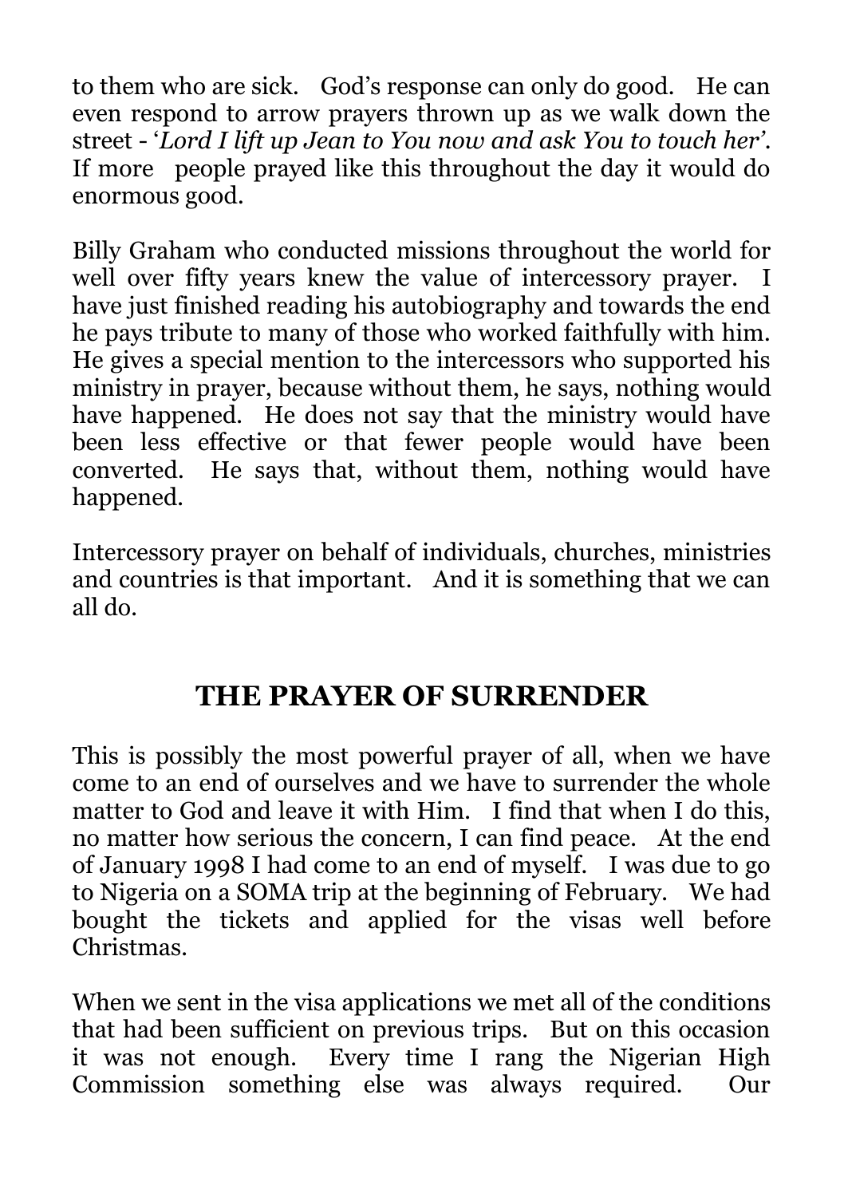to them who are sick. God's response can only do good. He can even respond to arrow prayers thrown up as we walk down the street - '*Lord I lift up Jean to You now and ask You to touch her*'. If more people prayed like this throughout the day it would do enormous good.

Billy Graham who conducted missions throughout the world for well over fifty years knew the value of intercessory prayer. I have just finished reading his autobiography and towards the end he pays tribute to many of those who worked faithfully with him. He gives a special mention to the intercessors who supported his ministry in prayer, because without them, he says, nothing would have happened. He does not say that the ministry would have been less effective or that fewer people would have been converted. He says that, without them, nothing would have happened.

Intercessory prayer on behalf of individuals, churches, ministries and countries is that important. And it is something that we can all do.

## THE PRAYER OF SURRENDER

This is possibly the most powerful prayer of all, when we have come to an end of ourselves and we have to surrender the whole matter to God and leave it with Him. I find that when I do this, no matter how serious the concern, I can find peace. At the end of January 1998 I had come to an end of myself. I was due to go to Nigeria on a SOMA trip at the beginning of February. We had bought the tickets and applied for the visas well before Christmas.

When we sent in the visa applications we met all of the conditions that had been sufficient on previous trips. But on this occasion it was not enough. Every time I rang the Nigerian High Commission something else was always required. Our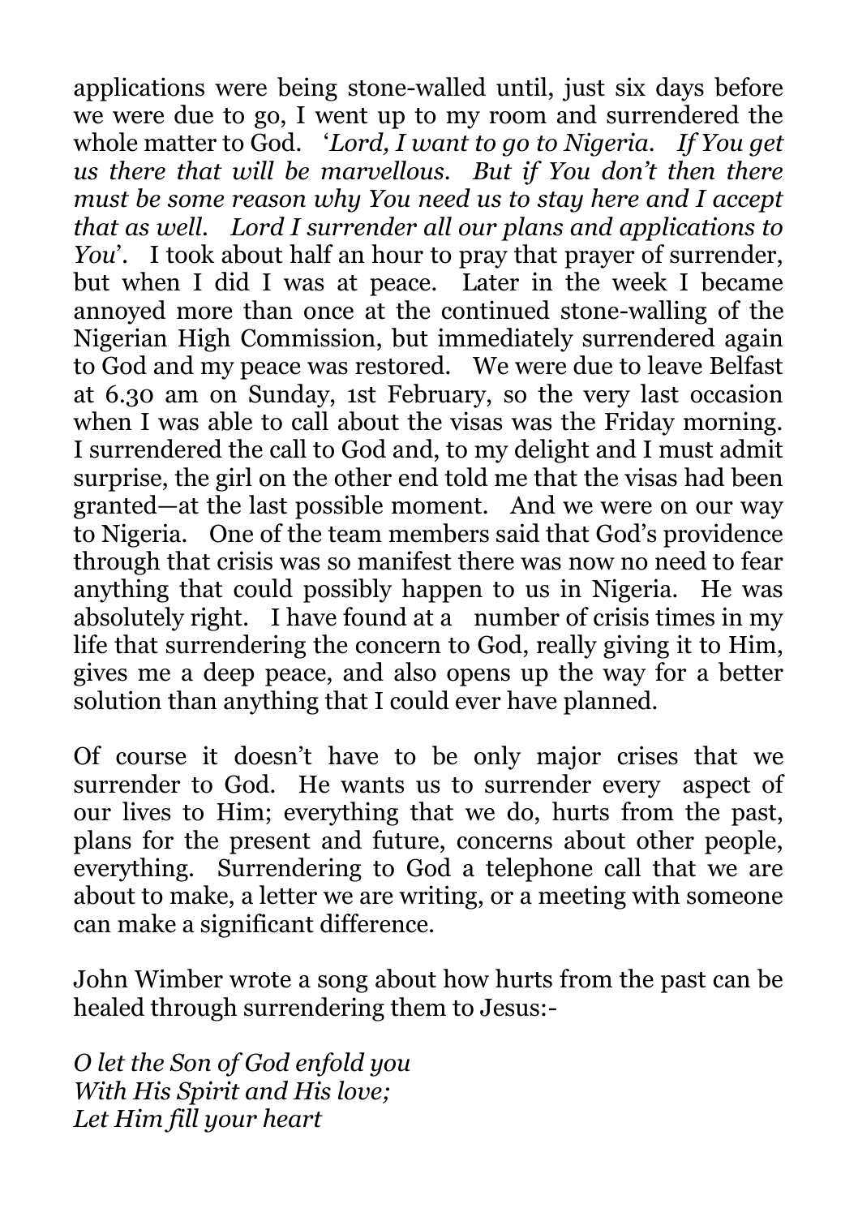applications were being stone-walled until, just six days before we were due to go, I went up to my room and surrendered the whole matter to God. '*Lord, I want to go to Nigeria. If You get us there that will be marvellous. But if You don't then there must be some reason why You need us to stay here and I accept that as well. Lord I surrender all our plans and applications to You*'. I took about half an hour to pray that prayer of surrender, but when I did I was at peace. Later in the week I became annoyed more than once at the continued stone-walling of the Nigerian High Commission, but immediately surrendered again to God and my peace was restored. We were due to leave Belfast at 6.30 am on Sunday, 1st February, so the very last occasion when I was able to call about the visas was the Friday morning. I surrendered the call to God and, to my delight and I must admit surprise, the girl on the other end told me that the visas had been granted—at the last possible moment. And we were on our way to Nigeria. One of the team members said that God's providence through that crisis was so manifest there was now no need to fear anything that could possibly happen to us in Nigeria. He was absolutely right. I have found at a number of crisis times in my life that surrendering the concern to God, really giving it to Him, gives me a deep peace, and also opens up the way for a better solution than anything that I could ever have planned.

Of course it doesn't have to be only major crises that we surrender to God. He wants us to surrender every aspect of our lives to Him; everything that we do, hurts from the past, plans for the present and future, concerns about other people, everything. Surrendering to God a telephone call that we are about to make, a letter we are writing, or a meeting with someone can make a significant difference.

John Wimber wrote a song about how hurts from the past can be healed through surrendering them to Jesus:-

*O let the Son of God enfold you*
*With His Spirit and His love;*
*Let Him fill your heart*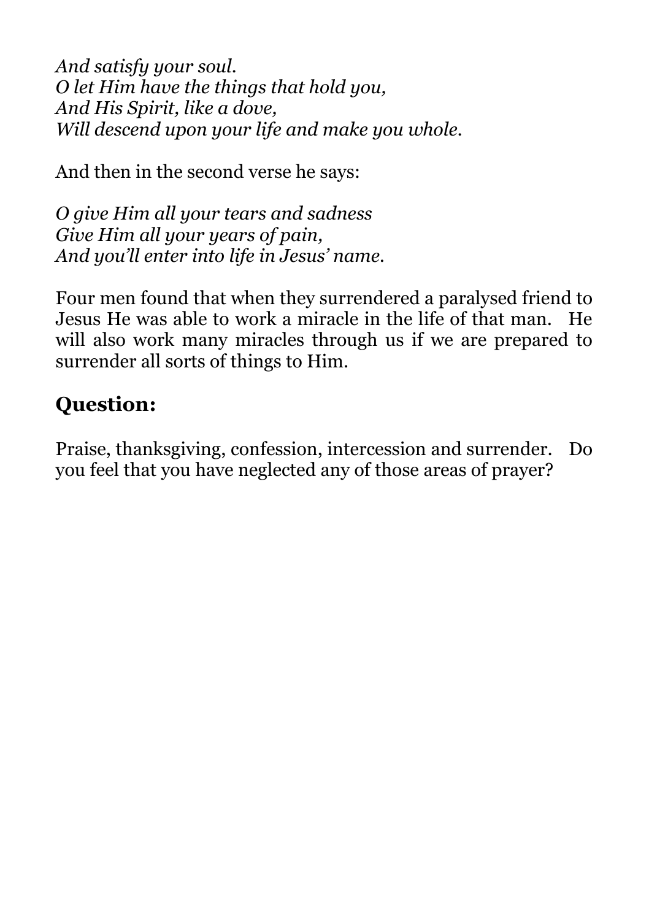*And satisfy your soul.*
*O let Him have the things that hold you,*
*And His Spirit, like a dove,*
*Will descend upon your life and make you whole.*

And then in the second verse he says:

*O give Him all your tears and sadness*
*Give Him all your years of pain,*
*And you'll enter into life in Jesus' name.*

Four men found that when they surrendered a paralysed friend to Jesus He was able to work a miracle in the life of that man. He will also work many miracles through us if we are prepared to surrender all sorts of things to Him.

## Question:

Praise, thanksgiving, confession, intercession and surrender. Do you feel that you have neglected any of those areas of prayer?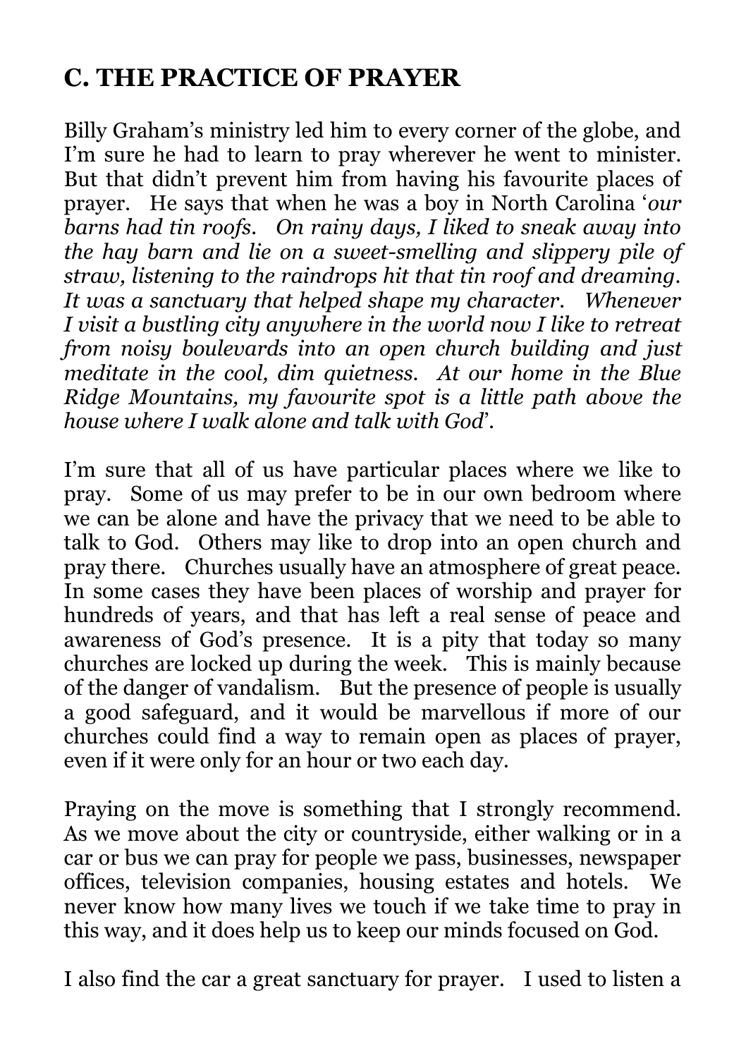## C. THE PRACTICE OF PRAYER

Billy Graham's ministry led him to every corner of the globe, and I'm sure he had to learn to pray wherever he went to minister. But that didn't prevent him from having his favourite places of prayer. He says that when he was a boy in North Carolina '*our barns had tin roofs. On rainy days, I liked to sneak away into the hay barn and lie on a sweet-smelling and slippery pile of straw, listening to the raindrops hit that tin roof and dreaming. It was a sanctuary that helped shape my character. Whenever I visit a bustling city anywhere in the world now I like to retreat from noisy boulevards into an open church building and just meditate in the cool, dim quietness. At our home in the Blue Ridge Mountains, my favourite spot is a little path above the house where I walk alone and talk with God*'.

I'm sure that all of us have particular places where we like to pray. Some of us may prefer to be in our own bedroom where we can be alone and have the privacy that we need to be able to talk to God. Others may like to drop into an open church and pray there. Churches usually have an atmosphere of great peace. In some cases they have been places of worship and prayer for hundreds of years, and that has left a real sense of peace and awareness of God's presence. It is a pity that today so many churches are locked up during the week. This is mainly because of the danger of vandalism. But the presence of people is usually a good safeguard, and it would be marvellous if more of our churches could find a way to remain open as places of prayer, even if it were only for an hour or two each day.

Praying on the move is something that I strongly recommend. As we move about the city or countryside, either walking or in a car or bus we can pray for people we pass, businesses, newspaper offices, television companies, housing estates and hotels. We never know how many lives we touch if we take time to pray in this way, and it does help us to keep our minds focused on God.

I also find the car a great sanctuary for prayer. I used to listen a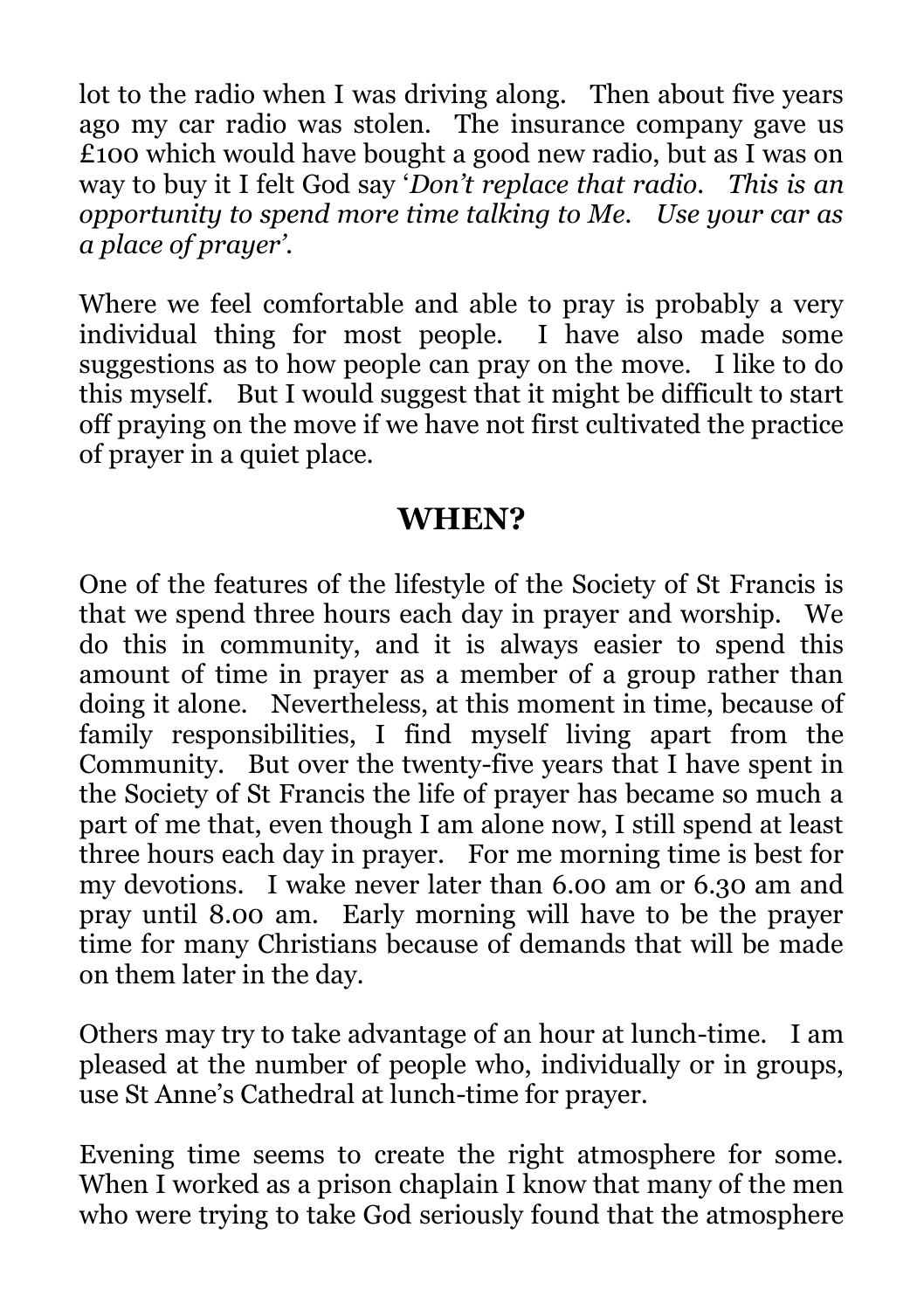lot to the radio when I was driving along. Then about five years ago my car radio was stolen. The insurance company gave us £100 which would have bought a good new radio, but as I was on way to buy it I felt God say '*Don't replace that radio. This is an opportunity to spend more time talking to Me. Use your car as a place of prayer'*.

Where we feel comfortable and able to pray is probably a very individual thing for most people. I have also made some suggestions as to how people can pray on the move. I like to do this myself. But I would suggest that it might be difficult to start off praying on the move if we have not first cultivated the practice of prayer in a quiet place.

## WHEN?

One of the features of the lifestyle of the Society of St Francis is that we spend three hours each day in prayer and worship. We do this in community, and it is always easier to spend this amount of time in prayer as a member of a group rather than doing it alone. Nevertheless, at this moment in time, because of family responsibilities, I find myself living apart from the Community. But over the twenty-five years that I have spent in the Society of St Francis the life of prayer has became so much a part of me that, even though I am alone now, I still spend at least three hours each day in prayer. For me morning time is best for my devotions. I wake never later than 6.00 am or 6.30 am and pray until 8.00 am. Early morning will have to be the prayer time for many Christians because of demands that will be made on them later in the day.

Others may try to take advantage of an hour at lunch-time. I am pleased at the number of people who, individually or in groups, use St Anne's Cathedral at lunch-time for prayer.

Evening time seems to create the right atmosphere for some. When I worked as a prison chaplain I know that many of the men who were trying to take God seriously found that the atmosphere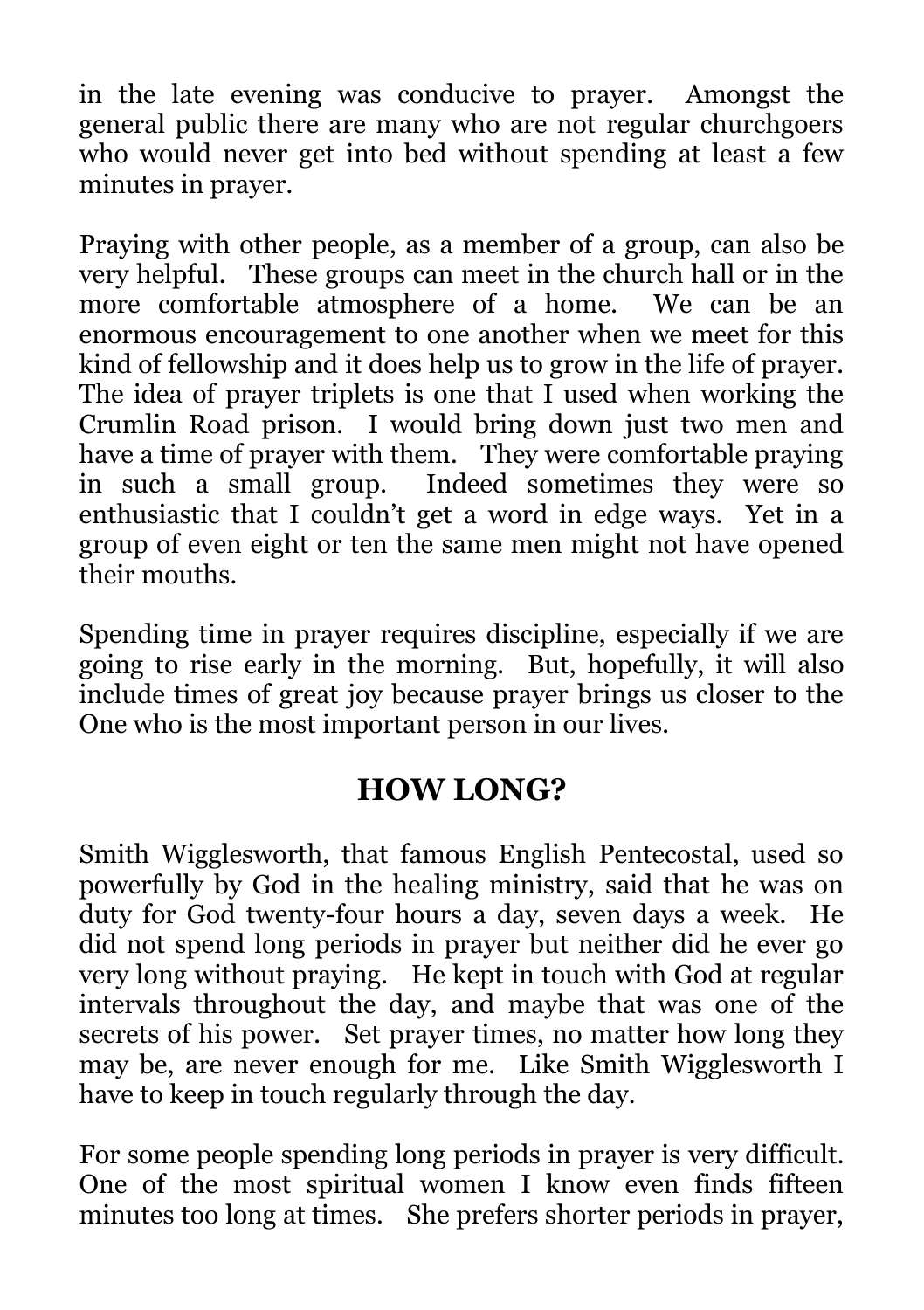in the late evening was conducive to prayer. Amongst the general public there are many who are not regular churchgoers who would never get into bed without spending at least a few minutes in prayer.

Praying with other people, as a member of a group, can also be very helpful. These groups can meet in the church hall or in the more comfortable atmosphere of a home. We can be an enormous encouragement to one another when we meet for this kind of fellowship and it does help us to grow in the life of prayer. The idea of prayer triplets is one that I used when working the Crumlin Road prison. I would bring down just two men and have a time of prayer with them. They were comfortable praying in such a small group. Indeed sometimes they were so enthusiastic that I couldn't get a word in edge ways. Yet in a group of even eight or ten the same men might not have opened their mouths.

Spending time in prayer requires discipline, especially if we are going to rise early in the morning. But, hopefully, it will also include times of great joy because prayer brings us closer to the One who is the most important person in our lives.

## HOW LONG?

Smith Wigglesworth, that famous English Pentecostal, used so powerfully by God in the healing ministry, said that he was on duty for God twenty-four hours a day, seven days a week. He did not spend long periods in prayer but neither did he ever go very long without praying. He kept in touch with God at regular intervals throughout the day, and maybe that was one of the secrets of his power. Set prayer times, no matter how long they may be, are never enough for me. Like Smith Wigglesworth I have to keep in touch regularly through the day.

For some people spending long periods in prayer is very difficult. One of the most spiritual women I know even finds fifteen minutes too long at times. She prefers shorter periods in prayer,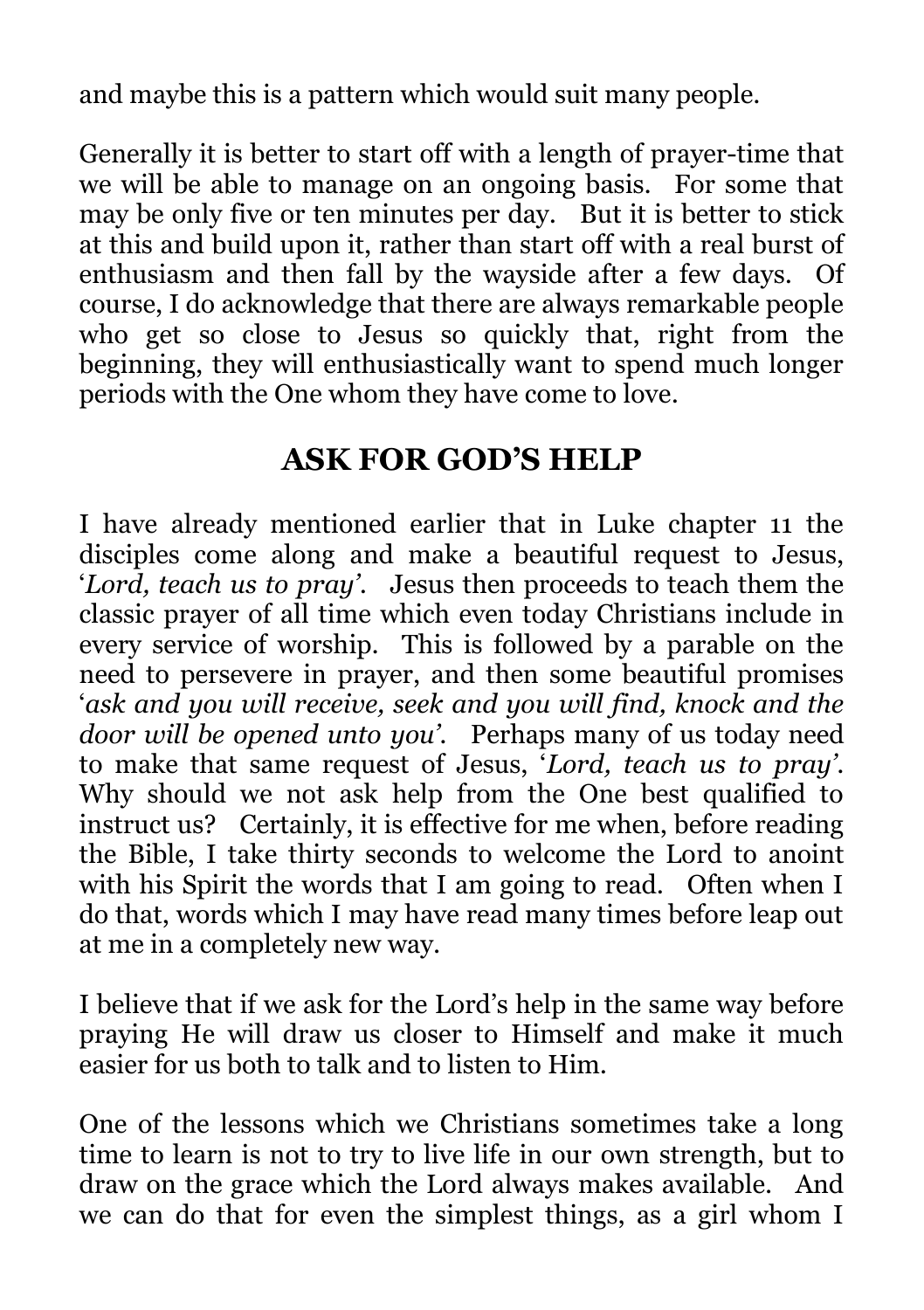and maybe this is a pattern which would suit many people.

Generally it is better to start off with a length of prayer-time that we will be able to manage on an ongoing basis. For some that may be only five or ten minutes per day. But it is better to stick at this and build upon it, rather than start off with a real burst of enthusiasm and then fall by the wayside after a few days. Of course, I do acknowledge that there are always remarkable people who get so close to Jesus so quickly that, right from the beginning, they will enthusiastically want to spend much longer periods with the One whom they have come to love.

## ASK FOR GOD'S HELP

I have already mentioned earlier that in Luke chapter 11 the disciples come along and make a beautiful request to Jesus, '*Lord, teach us to pray'*. Jesus then proceeds to teach them the classic prayer of all time which even today Christians include in every service of worship. This is followed by a parable on the need to persevere in prayer, and then some beautiful promises '*ask and you will receive, seek and you will find, knock and the door will be opened unto you'*. Perhaps many of us today need to make that same request of Jesus, '*Lord, teach us to pray'*. Why should we not ask help from the One best qualified to instruct us? Certainly, it is effective for me when, before reading the Bible, I take thirty seconds to welcome the Lord to anoint with his Spirit the words that I am going to read. Often when I do that, words which I may have read many times before leap out at me in a completely new way.

I believe that if we ask for the Lord's help in the same way before praying He will draw us closer to Himself and make it much easier for us both to talk and to listen to Him.

One of the lessons which we Christians sometimes take a long time to learn is not to try to live life in our own strength, but to draw on the grace which the Lord always makes available. And we can do that for even the simplest things, as a girl whom I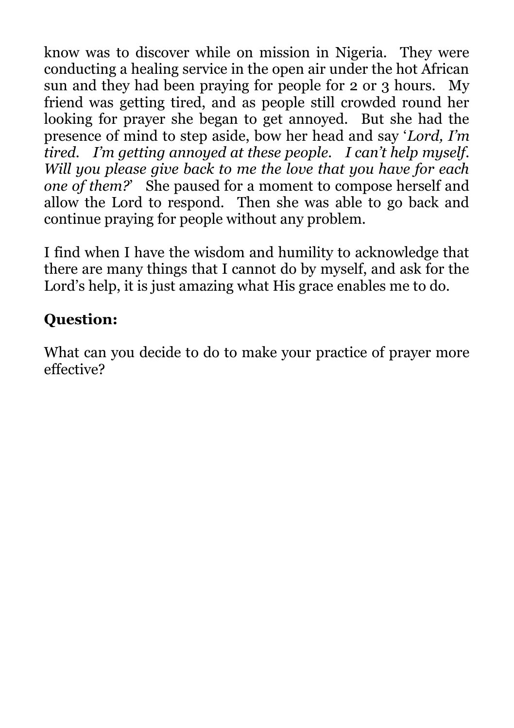know was to discover while on mission in Nigeria. They were conducting a healing service in the open air under the hot African sun and they had been praying for people for 2 or 3 hours. My friend was getting tired, and as people still crowded round her looking for prayer she began to get annoyed. But she had the presence of mind to step aside, bow her head and say '*Lord, I'm tired. I'm getting annoyed at these people. I can't help myself. Will you please give back to me the love that you have for each one of them?*' She paused for a moment to compose herself and allow the Lord to respond. Then she was able to go back and continue praying for people without any problem.

I find when I have the wisdom and humility to acknowledge that there are many things that I cannot do by myself, and ask for the Lord's help, it is just amazing what His grace enables me to do.

**Question:**

What can you decide to do to make your practice of prayer more effective?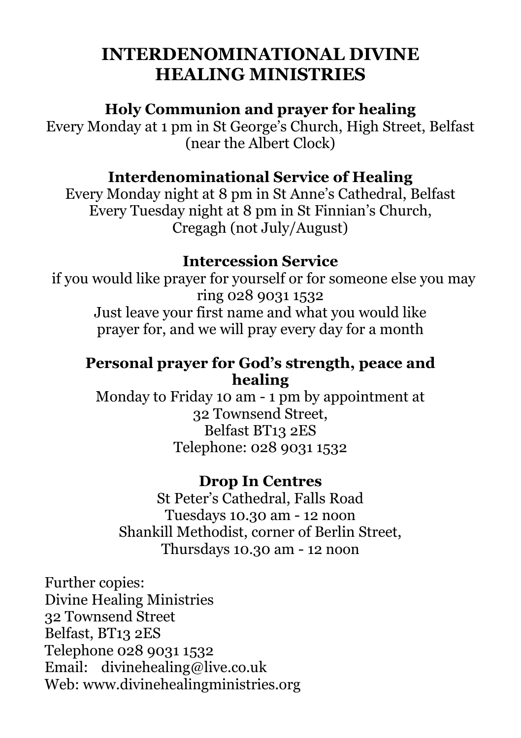# INTERDENOMINATIONAL DIVINE HEALING MINISTRIES

### Holy Communion and prayer for healing

Every Monday at 1 pm in St George's Church, High Street, Belfast (near the Albert Clock)

### Interdenominational Service of Healing

Every Monday night at 8 pm in St Anne's Cathedral, Belfast
Every Tuesday night at 8 pm in St Finnian's Church, Cregagh (not July/August)

### Intercession Service

if you would like prayer for yourself or for someone else you may ring 028 9031 1532
Just leave your first name and what you would like prayer for, and we will pray every day for a month

### Personal prayer for God's strength, peace and healing

Monday to Friday 10 am - 1 pm by appointment at
32 Townsend Street,
Belfast BT13 2ES
Telephone: 028 9031 1532

### Drop In Centres

St Peter's Cathedral, Falls Road
Tuesdays 10.30 am - 12 noon
Shankill Methodist, corner of Berlin Street,
Thursdays 10.30 am - 12 noon

Further copies:
Divine Healing Ministries
32 Townsend Street
Belfast, BT13 2ES
Telephone 028 9031 1532
Email: divinehealing@live.co.uk
Web: www.divinehealingministries.org